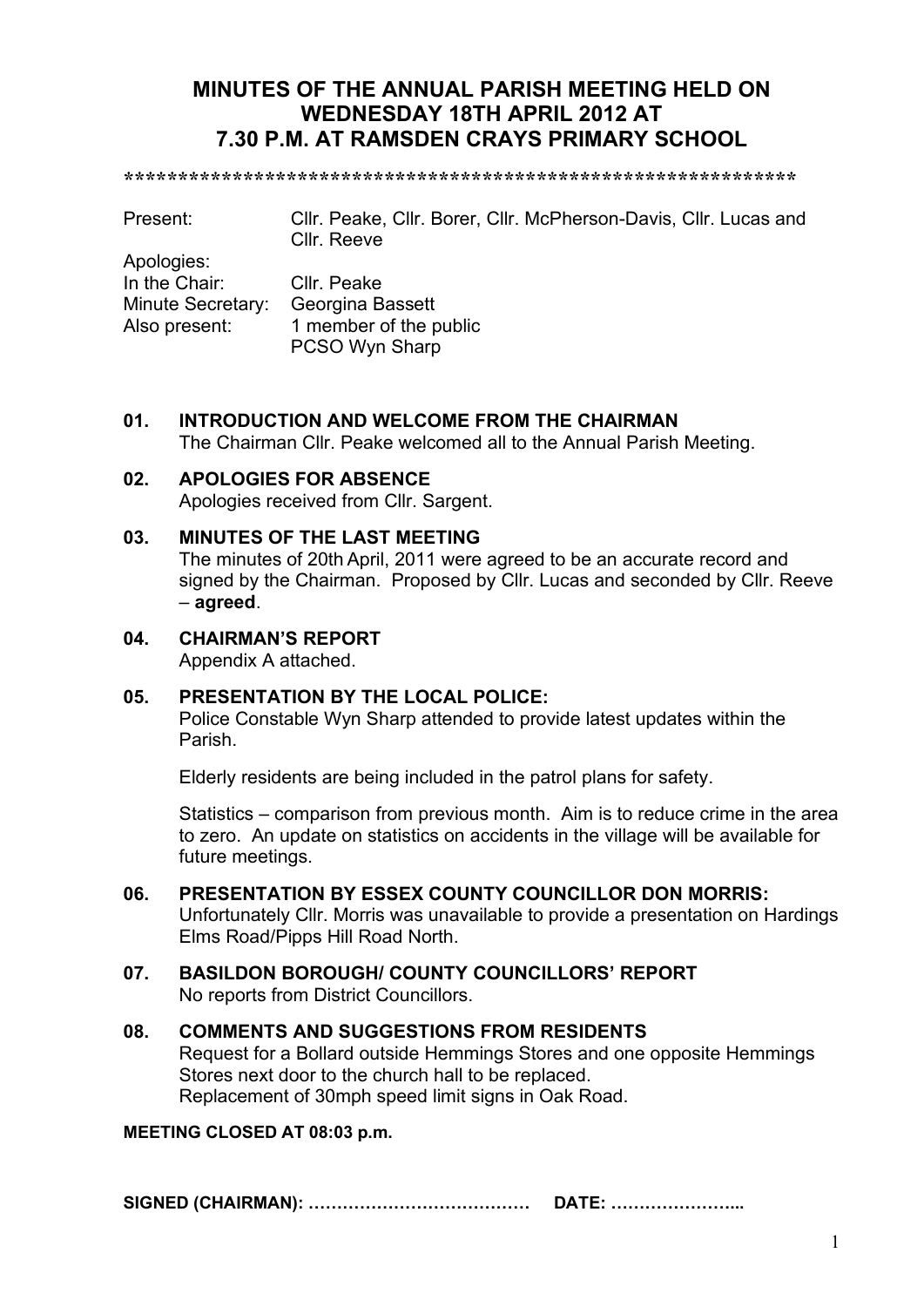# MINUTES OF THE ANNUAL PARISH MEETING HELD ON WEDNESDAY 18TH APRIL 2012 AT 7.30 P.M. AT RAMSDEN CRAYS PRIMARY SCHOOL

***************************************************************

| | |
|---|---|
| Present: | Cllr. Peake, Cllr. Borer, Cllr. McPherson-Davis, Cllr. Lucas and Cllr. Reeve |
| Apologies: | |
| In the Chair: | Cllr. Peake |
| Minute Secretary: | Georgina Bassett |
| Also present: | 1 member of the public<br>PCSO Wyn Sharp |

## 01. INTRODUCTION AND WELCOME FROM THE CHAIRMAN

The Chairman Cllr. Peake welcomed all to the Annual Parish Meeting.

## 02. APOLOGIES FOR ABSENCE

Apologies received from Cllr. Sargent.

## 03. MINUTES OF THE LAST MEETING

The minutes of 20th April, 2011 were agreed to be an accurate record and signed by the Chairman. Proposed by Cllr. Lucas and seconded by Cllr. Reeve – **agreed**.

## 04. CHAIRMAN'S REPORT

Appendix A attached.

## 05. PRESENTATION BY THE LOCAL POLICE:

Police Constable Wyn Sharp attended to provide latest updates within the Parish.

Elderly residents are being included in the patrol plans for safety.

Statistics – comparison from previous month. Aim is to reduce crime in the area to zero. An update on statistics on accidents in the village will be available for future meetings.

## 06. PRESENTATION BY ESSEX COUNTY COUNCILLOR DON MORRIS:

Unfortunately Cllr. Morris was unavailable to provide a presentation on Hardings Elms Road/Pipps Hill Road North.

## 07. BASILDON BOROUGH/ COUNTY COUNCILLORS' REPORT

No reports from District Councillors.

## 08. COMMENTS AND SUGGESTIONS FROM RESIDENTS

Request for a Bollard outside Hemmings Stores and one opposite Hemmings Stores next door to the church hall to be replaced.
Replacement of 30mph speed limit signs in Oak Road.

**MEETING CLOSED AT 08:03 p.m.**

**SIGNED (CHAIRMAN): ………………………………… DATE: …………………..**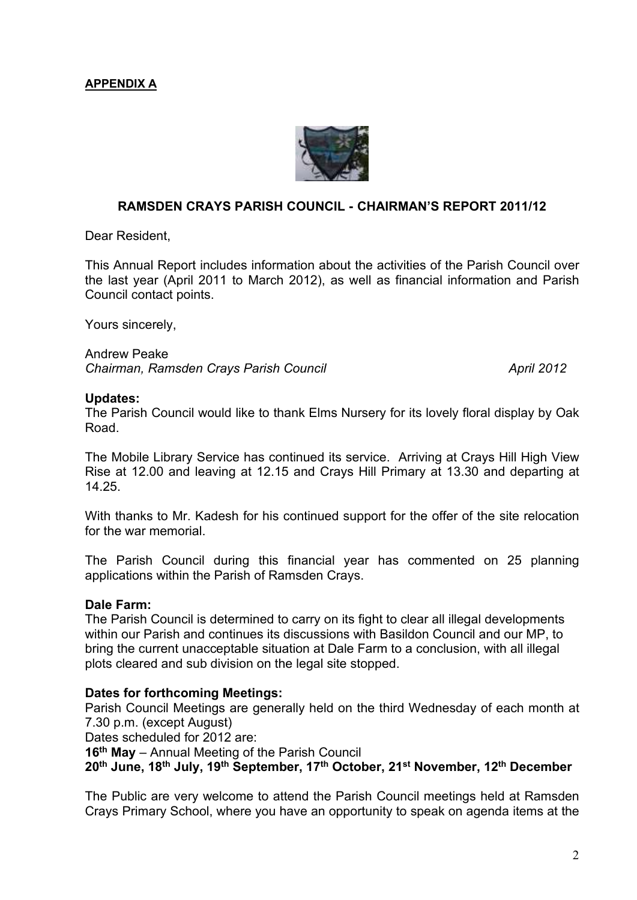**APPENDIX A**

## RAMSDEN CRAYS PARISH COUNCIL - CHAIRMAN'S REPORT 2011/12

Dear Resident,

This Annual Report includes information about the activities of the Parish Council over the last year (April 2011 to March 2012), as well as financial information and Parish Council contact points.

Yours sincerely,

Andrew Peake
*Chairman, Ramsden Crays Parish Council* *April 2012*

**Updates:**
The Parish Council would like to thank Elms Nursery for its lovely floral display by Oak Road.

The Mobile Library Service has continued its service. Arriving at Crays Hill High View Rise at 12.00 and leaving at 12.15 and Crays Hill Primary at 13.30 and departing at 14.25.

With thanks to Mr. Kadesh for his continued support for the offer of the site relocation for the war memorial.

The Parish Council during this financial year has commented on 25 planning applications within the Parish of Ramsden Crays.

**Dale Farm:**
The Parish Council is determined to carry on its fight to clear all illegal developments within our Parish and continues its discussions with Basildon Council and our MP, to bring the current unacceptable situation at Dale Farm to a conclusion, with all illegal plots cleared and sub division on the legal site stopped.

**Dates for forthcoming Meetings:**
Parish Council Meetings are generally held on the third Wednesday of each month at 7.30 p.m. (except August)
Dates scheduled for 2012 are:
**16th May** – Annual Meeting of the Parish Council
**20th June, 18th July, 19th September, 17th October, 21st November, 12th December**

The Public are very welcome to attend the Parish Council meetings held at Ramsden Crays Primary School, where you have an opportunity to speak on agenda items at the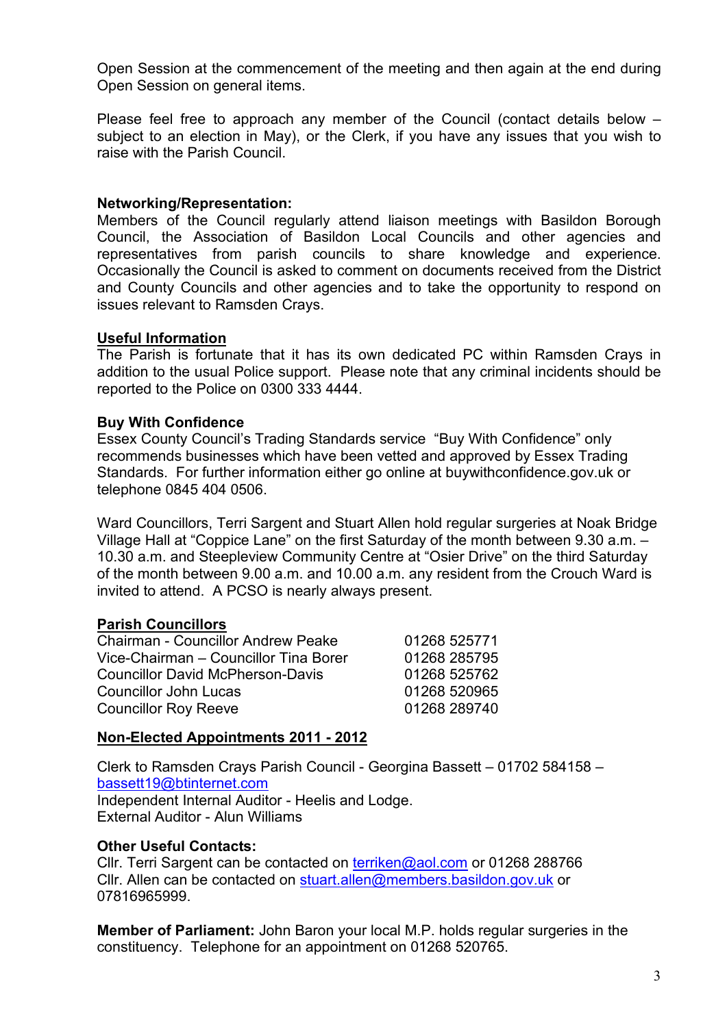Open Session at the commencement of the meeting and then again at the end during Open Session on general items.

Please feel free to approach any member of the Council (contact details below – subject to an election in May), or the Clerk, if you have any issues that you wish to raise with the Parish Council.

**Networking/Representation:**
Members of the Council regularly attend liaison meetings with Basildon Borough Council, the Association of Basildon Local Councils and other agencies and representatives from parish councils to share knowledge and experience. Occasionally the Council is asked to comment on documents received from the District and County Councils and other agencies and to take the opportunity to respond on issues relevant to Ramsden Crays.

**Useful Information**
The Parish is fortunate that it has its own dedicated PC within Ramsden Crays in addition to the usual Police support. Please note that any criminal incidents should be reported to the Police on 0300 333 4444.

**Buy With Confidence**
Essex County Council's Trading Standards service "Buy With Confidence" only recommends businesses which have been vetted and approved by Essex Trading Standards. For further information either go online at buywithconfidence.gov.uk or telephone 0845 404 0506.

Ward Councillors, Terri Sargent and Stuart Allen hold regular surgeries at Noak Bridge Village Hall at "Coppice Lane" on the first Saturday of the month between 9.30 a.m. – 10.30 a.m. and Steepleview Community Centre at "Osier Drive" on the third Saturday of the month between 9.00 a.m. and 10.00 a.m. any resident from the Crouch Ward is invited to attend. A PCSO is nearly always present.

**Parish Councillors**

| | |
|---|---|
| Chairman - Councillor Andrew Peake | 01268 525771 |
| Vice-Chairman – Councillor Tina Borer | 01268 285795 |
| Councillor David McPherson-Davis | 01268 525762 |
| Councillor John Lucas | 01268 520965 |
| Councillor Roy Reeve | 01268 289740 |

**Non-Elected Appointments 2011 - 2012**

Clerk to Ramsden Crays Parish Council - Georgina Bassett – 01702 584158 – bassett19@btinternet.com
Independent Internal Auditor - Heelis and Lodge.
External Auditor - Alun Williams

**Other Useful Contacts:**
Cllr. Terri Sargent can be contacted on terriken@aol.com or 01268 288766
Cllr. Allen can be contacted on stuart.allen@members.basildon.gov.uk or 07816965999.

**Member of Parliament:** John Baron your local M.P. holds regular surgeries in the constituency. Telephone for an appointment on 01268 520765.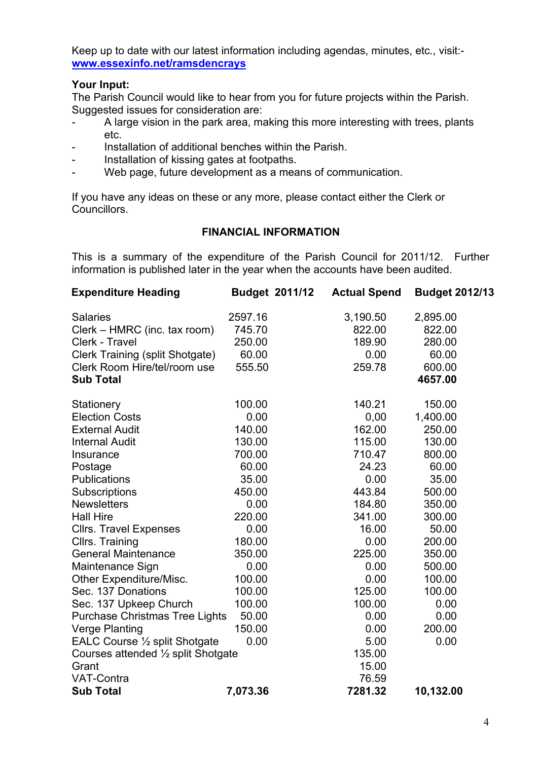Keep up to date with our latest information including agendas, minutes, etc., visit:-
**[www.essexinfo.net/ramsdencrays](http://www.essexinfo.net/ramsdencrays)**

**Your Input:**

The Parish Council would like to hear from you for future projects within the Parish. Suggested issues for consideration are:

- A large vision in the park area, making this more interesting with trees, plants etc.
- Installation of additional benches within the Parish.
- Installation of kissing gates at footpaths.
- Web page, future development as a means of communication.

If you have any ideas on these or any more, please contact either the Clerk or Councillors.

## FINANCIAL INFORMATION

This is a summary of the expenditure of the Parish Council for 2011/12. Further information is published later in the year when the accounts have been audited.

| Expenditure Heading | Budget 2011/12 | Actual Spend | Budget 2012/13 |
|---|---|---|---|
| Salaries | 2597.16 | 3,190.50 | 2,895.00 |
| Clerk – HMRC (inc. tax room) | 745.70 | 822.00 | 822.00 |
| Clerk - Travel | 250.00 | 189.90 | 280.00 |
| Clerk Training (split Shotgate) | 60.00 | 0.00 | 60.00 |
| Clerk Room Hire/tel/room use | 555.50 | 259.78 | 600.00 |
| **Sub Total** | | | **4657.00** |
| Stationery | 100.00 | 140.21 | 150.00 |
| Election Costs | 0.00 | 0,00 | 1,400.00 |
| External Audit | 140.00 | 162.00 | 250.00 |
| Internal Audit | 130.00 | 115.00 | 130.00 |
| Insurance | 700.00 | 710.47 | 800.00 |
| Postage | 60.00 | 24.23 | 60.00 |
| Publications | 35.00 | 0.00 | 35.00 |
| Subscriptions | 450.00 | 443.84 | 500.00 |
| Newsletters | 0.00 | 184.80 | 350.00 |
| Hall Hire | 220.00 | 341.00 | 300.00 |
| Cllrs. Travel Expenses | 0.00 | 16.00 | 50.00 |
| Cllrs. Training | 180.00 | 0.00 | 200.00 |
| General Maintenance | 350.00 | 225.00 | 350.00 |
| Maintenance Sign | 0.00 | 0.00 | 500.00 |
| Other Expenditure/Misc. | 100.00 | 0.00 | 100.00 |
| Sec. 137 Donations | 100.00 | 125.00 | 100.00 |
| Sec. 137 Upkeep Church | 100.00 | 100.00 | 0.00 |
| Purchase Christmas Tree Lights | 50.00 | 0.00 | 0.00 |
| Verge Planting | 150.00 | 0.00 | 200.00 |
| EALC Course ½ split Shotgate | 0.00 | 5.00 | 0.00 |
| Courses attended ½ split Shotgate | | 135.00 | |
| Grant | | 15.00 | |
| VAT-Contra | | 76.59 | |
| **Sub Total** | **7,073.36** | **7281.32** | **10,132.00** |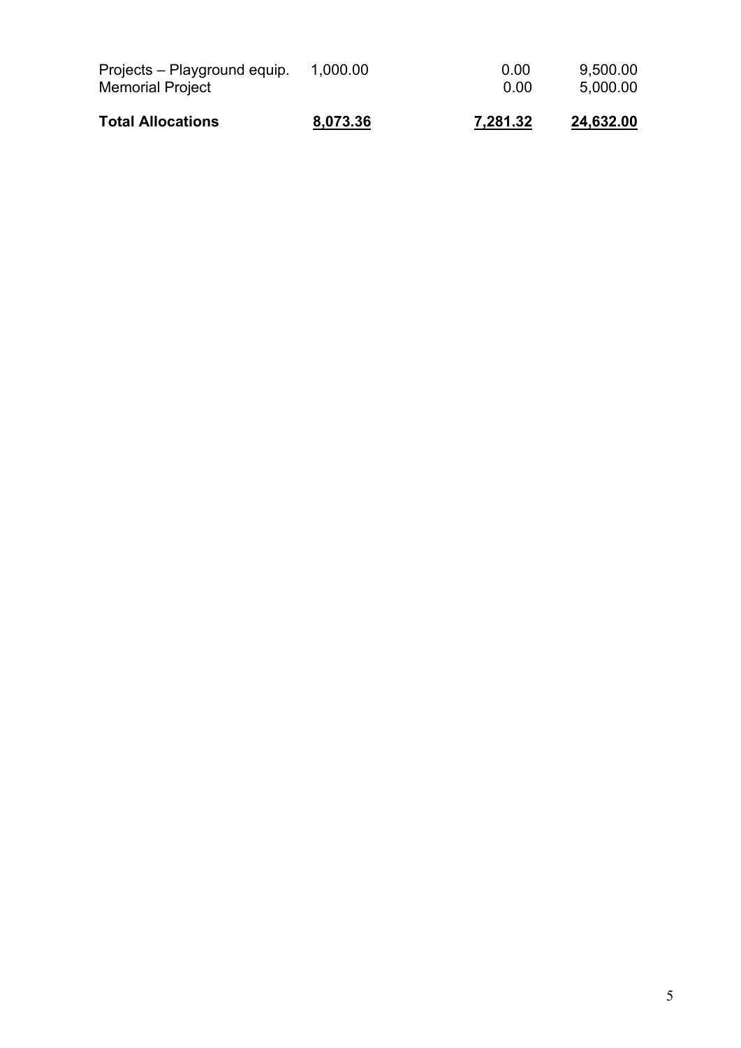| | | | |
|---|---|---|---|
| Projects – Playground equip. | 1,000.00 | 0.00 | 9,500.00 |
| Memorial Project | | 0.00 | 5,000.00 |
| **Total Allocations** | **8,073.36** | **7,281.32** | **24,632.00** |